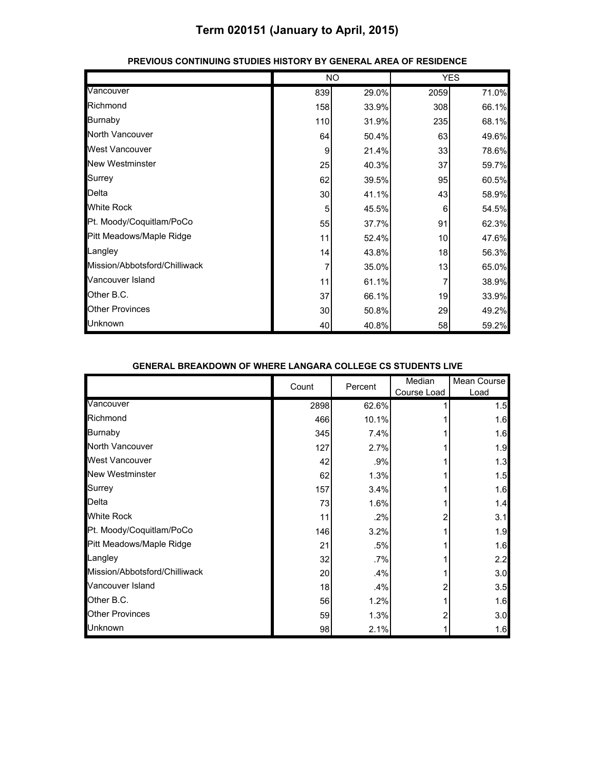# Term 020151 (January to April, 2015)

**PREVIOUS CONTINUING STUDIES HISTORY BY GENERAL AREA OF RESIDENCE**

| | NO | | YES | |
|---|---|---|---|---|
| Vancouver | 839 | 29.0% | 2059 | 71.0% |
| Richmond | 158 | 33.9% | 308 | 66.1% |
| Burnaby | 110 | 31.9% | 235 | 68.1% |
| North Vancouver | 64 | 50.4% | 63 | 49.6% |
| West Vancouver | 9 | 21.4% | 33 | 78.6% |
| New Westminster | 25 | 40.3% | 37 | 59.7% |
| Surrey | 62 | 39.5% | 95 | 60.5% |
| Delta | 30 | 41.1% | 43 | 58.9% |
| White Rock | 5 | 45.5% | 6 | 54.5% |
| Pt. Moody/Coquitlam/PoCo | 55 | 37.7% | 91 | 62.3% |
| Pitt Meadows/Maple Ridge | 11 | 52.4% | 10 | 47.6% |
| Langley | 14 | 43.8% | 18 | 56.3% |
| Mission/Abbotsford/Chilliwack | 7 | 35.0% | 13 | 65.0% |
| Vancouver Island | 11 | 61.1% | 7 | 38.9% |
| Other B.C. | 37 | 66.1% | 19 | 33.9% |
| Other Provinces | 30 | 50.8% | 29 | 49.2% |
| Unknown | 40 | 40.8% | 58 | 59.2% |

**GENERAL BREAKDOWN OF WHERE LANGARA COLLEGE CS STUDENTS LIVE**

| | Count | Percent | Median Course Load | Mean Course Load |
|---|---|---|---|---|
| Vancouver | 2898 | 62.6% | 1 | 1.5 |
| Richmond | 466 | 10.1% | 1 | 1.6 |
| Burnaby | 345 | 7.4% | 1 | 1.6 |
| North Vancouver | 127 | 2.7% | 1 | 1.9 |
| West Vancouver | 42 | .9% | 1 | 1.3 |
| New Westminster | 62 | 1.3% | 1 | 1.5 |
| Surrey | 157 | 3.4% | 1 | 1.6 |
| Delta | 73 | 1.6% | 1 | 1.4 |
| White Rock | 11 | .2% | 2 | 3.1 |
| Pt. Moody/Coquitlam/PoCo | 146 | 3.2% | 1 | 1.9 |
| Pitt Meadows/Maple Ridge | 21 | .5% | 1 | 1.6 |
| Langley | 32 | .7% | 1 | 2.2 |
| Mission/Abbotsford/Chilliwack | 20 | .4% | 1 | 3.0 |
| Vancouver Island | 18 | .4% | 2 | 3.5 |
| Other B.C. | 56 | 1.2% | 1 | 1.6 |
| Other Provinces | 59 | 1.3% | 2 | 3.0 |
| Unknown | 98 | 2.1% | 1 | 1.6 |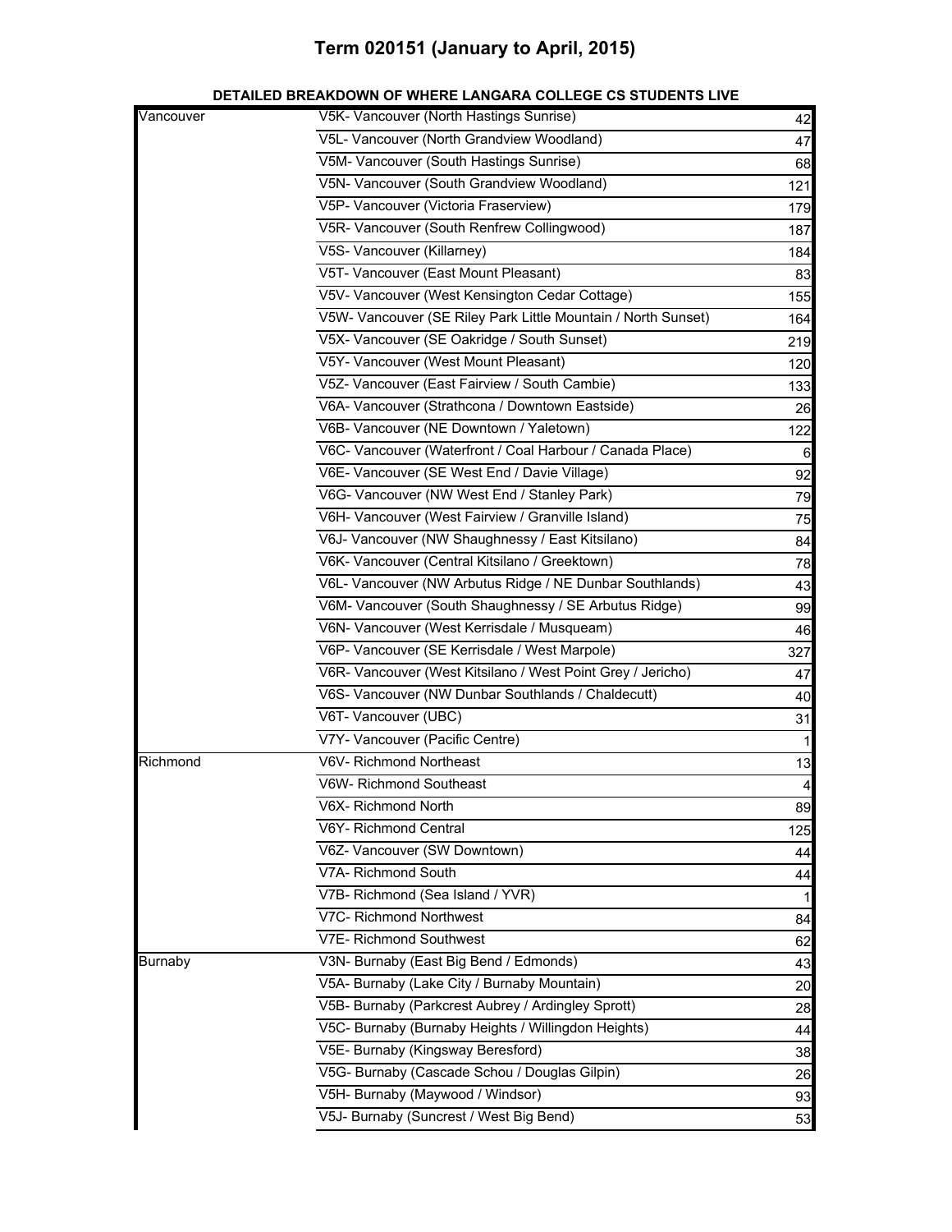# Term 020151 (January to April, 2015)

**DETAILED BREAKDOWN OF WHERE LANGARA COLLEGE CS STUDENTS LIVE**

| | | |
|---|---|---|
| Vancouver | V5K- Vancouver (North Hastings Sunrise) | 42 |
| | V5L- Vancouver (North Grandview Woodland) | 47 |
| | V5M- Vancouver (South Hastings Sunrise) | 68 |
| | V5N- Vancouver (South Grandview Woodland) | 121 |
| | V5P- Vancouver (Victoria Fraserview) | 179 |
| | V5R- Vancouver (South Renfrew Collingwood) | 187 |
| | V5S- Vancouver (Killarney) | 184 |
| | V5T- Vancouver (East Mount Pleasant) | 83 |
| | V5V- Vancouver (West Kensington Cedar Cottage) | 155 |
| | V5W- Vancouver (SE Riley Park Little Mountain / North Sunset) | 164 |
| | V5X- Vancouver (SE Oakridge / South Sunset) | 219 |
| | V5Y- Vancouver (West Mount Pleasant) | 120 |
| | V5Z- Vancouver (East Fairview / South Cambie) | 133 |
| | V6A- Vancouver (Strathcona / Downtown Eastside) | 26 |
| | V6B- Vancouver (NE Downtown / Yaletown) | 122 |
| | V6C- Vancouver (Waterfront / Coal Harbour / Canada Place) | 6 |
| | V6E- Vancouver (SE West End / Davie Village) | 92 |
| | V6G- Vancouver (NW West End / Stanley Park) | 79 |
| | V6H- Vancouver (West Fairview / Granville Island) | 75 |
| | V6J- Vancouver (NW Shaughnessy / East Kitsilano) | 84 |
| | V6K- Vancouver (Central Kitsilano / Greektown) | 78 |
| | V6L- Vancouver (NW Arbutus Ridge / NE Dunbar Southlands) | 43 |
| | V6M- Vancouver (South Shaughnessy / SE Arbutus Ridge) | 99 |
| | V6N- Vancouver (West Kerrisdale / Musqueam) | 46 |
| | V6P- Vancouver (SE Kerrisdale / West Marpole) | 327 |
| | V6R- Vancouver (West Kitsilano / West Point Grey / Jericho) | 47 |
| | V6S- Vancouver (NW Dunbar Southlands / Chaldecutt) | 40 |
| | V6T- Vancouver (UBC) | 31 |
| | V7Y- Vancouver (Pacific Centre) | 1 |
| Richmond | V6V- Richmond Northeast | 13 |
| | V6W- Richmond Southeast | 4 |
| | V6X- Richmond North | 89 |
| | V6Y- Richmond Central | 125 |
| | V6Z- Vancouver (SW Downtown) | 44 |
| | V7A- Richmond South | 44 |
| | V7B- Richmond (Sea Island / YVR) | 1 |
| | V7C- Richmond Northwest | 84 |
| | V7E- Richmond Southwest | 62 |
| Burnaby | V3N- Burnaby (East Big Bend / Edmonds) | 43 |
| | V5A- Burnaby (Lake City / Burnaby Mountain) | 20 |
| | V5B- Burnaby (Parkcrest Aubrey / Ardingley Sprott) | 28 |
| | V5C- Burnaby (Burnaby Heights / Willingdon Heights) | 44 |
| | V5E- Burnaby (Kingsway Beresford) | 38 |
| | V5G- Burnaby (Cascade Schou / Douglas Gilpin) | 26 |
| | V5H- Burnaby (Maywood / Windsor) | 93 |
| | V5J- Burnaby (Suncrest / West Big Bend) | 53 |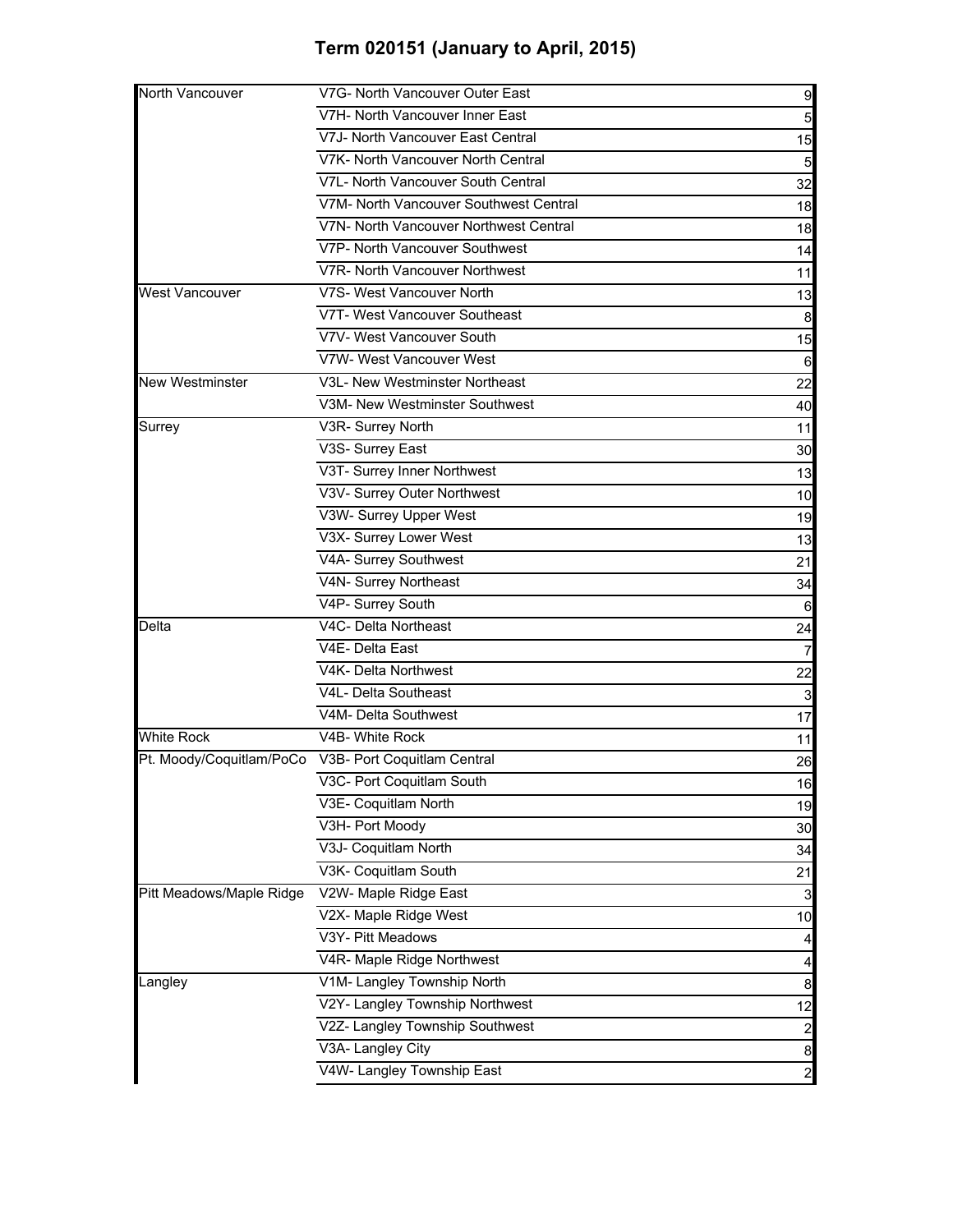# Term 020151 (January to April, 2015)

| | | |
|---|---|---|
| North Vancouver | V7G- North Vancouver Outer East | 9 |
| | V7H- North Vancouver Inner East | 5 |
| | V7J- North Vancouver East Central | 15 |
| | V7K- North Vancouver North Central | 5 |
| | V7L- North Vancouver South Central | 32 |
| | V7M- North Vancouver Southwest Central | 18 |
| | V7N- North Vancouver Northwest Central | 18 |
| | V7P- North Vancouver Southwest | 14 |
| | V7R- North Vancouver Northwest | 11 |
| West Vancouver | V7S- West Vancouver North | 13 |
| | V7T- West Vancouver Southeast | 8 |
| | V7V- West Vancouver South | 15 |
| | V7W- West Vancouver West | 6 |
| New Westminster | V3L- New Westminster Northeast | 22 |
| | V3M- New Westminster Southwest | 40 |
| Surrey | V3R- Surrey North | 11 |
| | V3S- Surrey East | 30 |
| | V3T- Surrey Inner Northwest | 13 |
| | V3V- Surrey Outer Northwest | 10 |
| | V3W- Surrey Upper West | 19 |
| | V3X- Surrey Lower West | 13 |
| | V4A- Surrey Southwest | 21 |
| | V4N- Surrey Northeast | 34 |
| | V4P- Surrey South | 6 |
| Delta | V4C- Delta Northeast | 24 |
| | V4E- Delta East | 7 |
| | V4K- Delta Northwest | 22 |
| | V4L- Delta Southeast | 3 |
| | V4M- Delta Southwest | 17 |
| White Rock | V4B- White Rock | 11 |
| Pt. Moody/Coquitlam/PoCo | V3B- Port Coquitlam Central | 26 |
| | V3C- Port Coquitlam South | 16 |
| | V3E- Coquitlam North | 19 |
| | V3H- Port Moody | 30 |
| | V3J- Coquitlam North | 34 |
| | V3K- Coquitlam South | 21 |
| Pitt Meadows/Maple Ridge | V2W- Maple Ridge East | 3 |
| | V2X- Maple Ridge West | 10 |
| | V3Y- Pitt Meadows | 4 |
| | V4R- Maple Ridge Northwest | 4 |
| Langley | V1M- Langley Township North | 8 |
| | V2Y- Langley Township Northwest | 12 |
| | V2Z- Langley Township Southwest | 2 |
| | V3A- Langley City | 8 |
| | V4W- Langley Township East | 2 |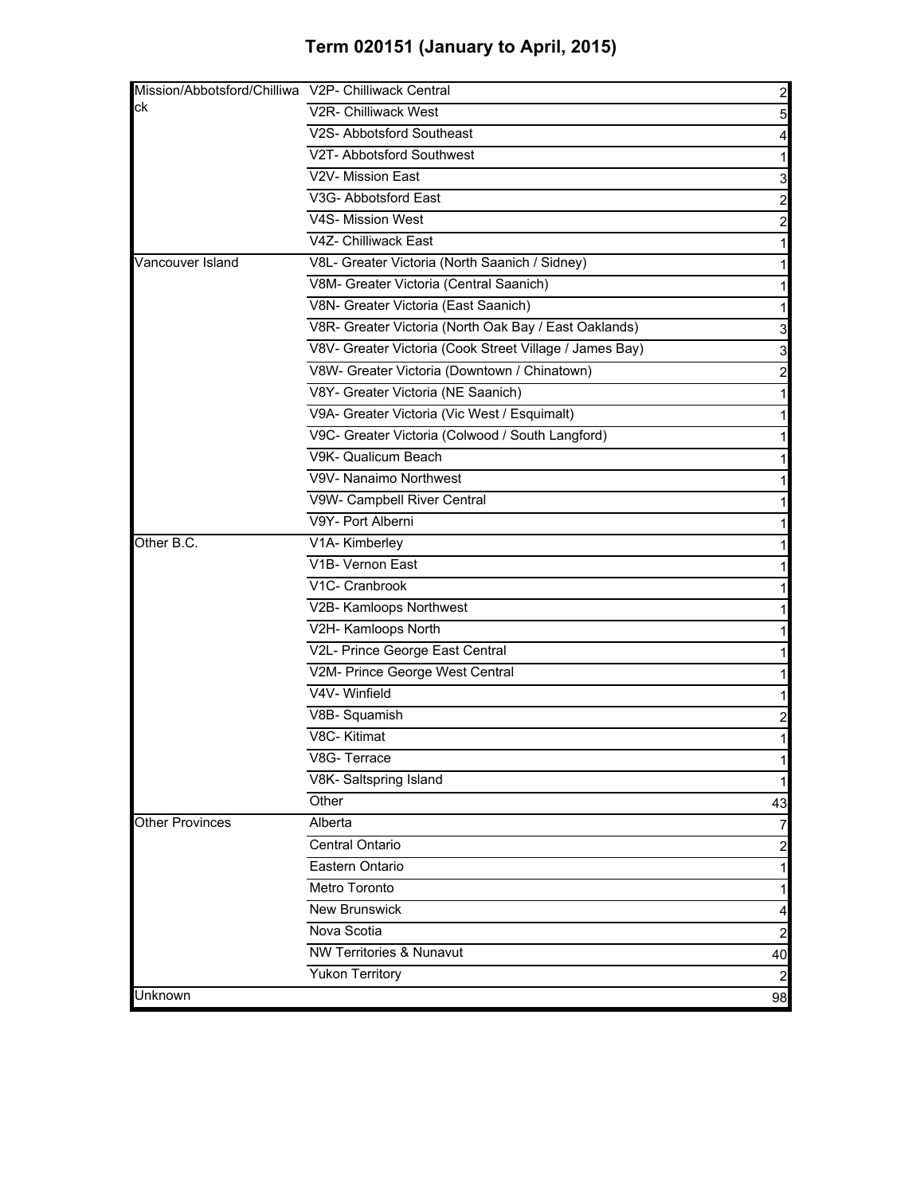# Term 020151 (January to April, 2015)

| | | |
|---|---|---|
| Mission/Abbotsford/Chilliwack | V2P- Chilliwack Central | 2 |
| | V2R- Chilliwack West | 5 |
| | V2S- Abbotsford Southeast | 4 |
| | V2T- Abbotsford Southwest | 1 |
| | V2V- Mission East | 3 |
| | V3G- Abbotsford East | 2 |
| | V4S- Mission West | 2 |
| | V4Z- Chilliwack East | 1 |
| Vancouver Island | V8L- Greater Victoria (North Saanich / Sidney) | 1 |
| | V8M- Greater Victoria (Central Saanich) | 1 |
| | V8N- Greater Victoria (East Saanich) | 1 |
| | V8R- Greater Victoria (North Oak Bay / East Oaklands) | 3 |
| | V8V- Greater Victoria (Cook Street Village / James Bay) | 3 |
| | V8W- Greater Victoria (Downtown / Chinatown) | 2 |
| | V8Y- Greater Victoria (NE Saanich) | 1 |
| | V9A- Greater Victoria (Vic West / Esquimalt) | 1 |
| | V9C- Greater Victoria (Colwood / South Langford) | 1 |
| | V9K- Qualicum Beach | 1 |
| | V9V- Nanaimo Northwest | 1 |
| | V9W- Campbell River Central | 1 |
| | V9Y- Port Alberni | 1 |
| Other B.C. | V1A- Kimberley | 1 |
| | V1B- Vernon East | 1 |
| | V1C- Cranbrook | 1 |
| | V2B- Kamloops Northwest | 1 |
| | V2H- Kamloops North | 1 |
| | V2L- Prince George East Central | 1 |
| | V2M- Prince George West Central | 1 |
| | V4V- Winfield | 1 |
| | V8B- Squamish | 2 |
| | V8C- Kitimat | 1 |
| | V8G- Terrace | 1 |
| | V8K- Saltspring Island | 1 |
| | Other | 43 |
| Other Provinces | Alberta | 7 |
| | Central Ontario | 2 |
| | Eastern Ontario | 1 |
| | Metro Toronto | 1 |
| | New Brunswick | 4 |
| | Nova Scotia | 2 |
| | NW Territories & Nunavut | 40 |
| | Yukon Territory | 2 |
| Unknown | | 98 |